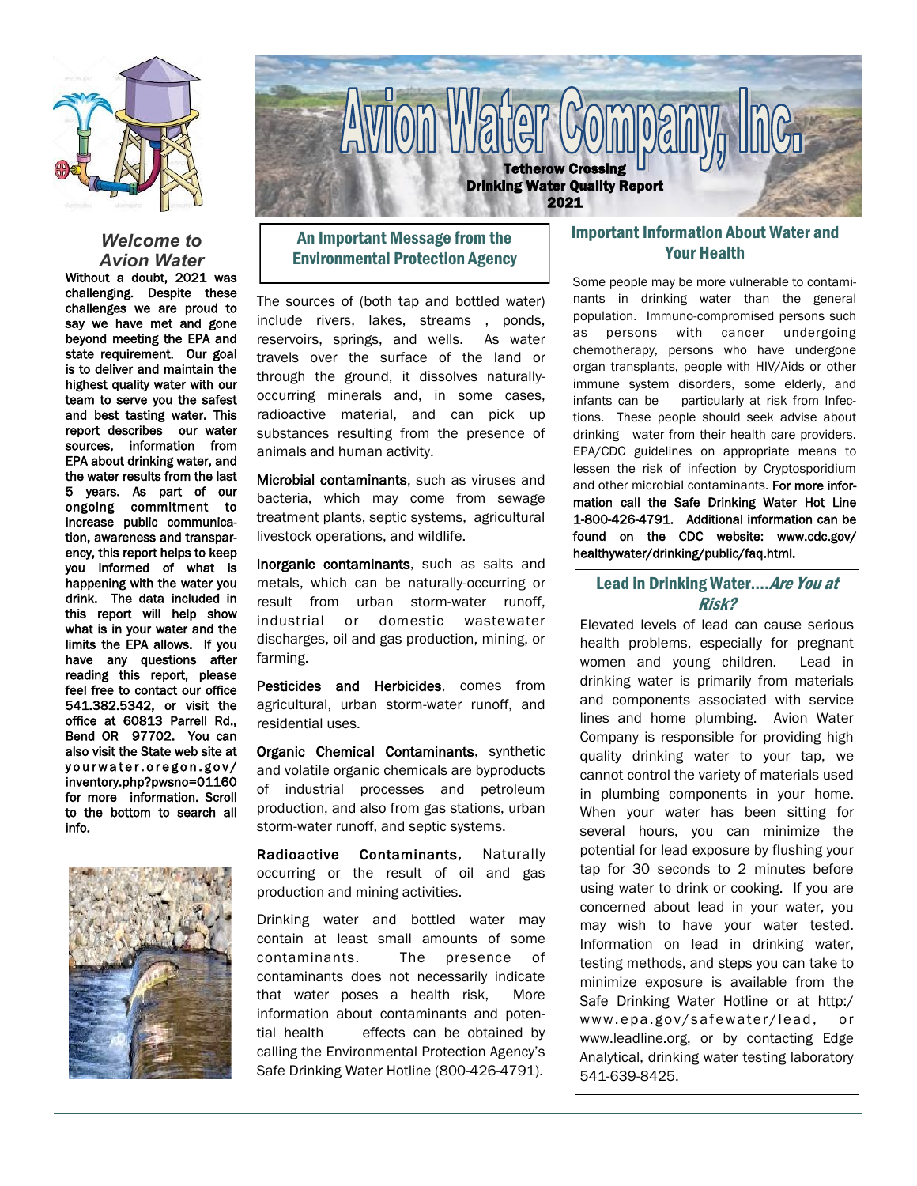# Avion Water Company, Inc.

**Tetherow Crossing**
**Drinking Water Quality Report**
**2021**

### *Welcome to Avion Water*

**Without a doubt, 2021 was challenging. Despite these challenges we are proud to say we have met and gone beyond meeting the EPA and state requirement. Our goal is to deliver and maintain the highest quality water with our team to serve you the safest and best tasting water. This report describes our water sources, information from EPA about drinking water, and the water results from the last 5 years. As part of our ongoing commitment to increase public communication, awareness and transparency, this report helps to keep you informed of what is happening with the water you drink. The data included in this report will help show what is in your water and the limits the EPA allows. If you have any questions after reading this report, please feel free to contact our office 541.382.5342, or visit the office at 60813 Parrell Rd., Bend OR 97702. You can also visit the State web site at yourwater.oregon.gov/inventory.php?pwsno=01160 for more information. Scroll to the bottom to search all info.**

## An Important Message from the Environmental Protection Agency

The sources of (both tap and bottled water) include rivers, lakes, streams , ponds, reservoirs, springs, and wells. As water travels over the surface of the land or through the ground, it dissolves naturally-occurring minerals and, in some cases, radioactive material, and can pick up substances resulting from the presence of animals and human activity.

**Microbial contaminants**, such as viruses and bacteria, which may come from sewage treatment plants, septic systems, agricultural livestock operations, and wildlife.

**Inorganic contaminants**, such as salts and metals, which can be naturally-occurring or result from urban storm-water runoff, industrial or domestic wastewater discharges, oil and gas production, mining, or farming.

**Pesticides and Herbicides**, comes from agricultural, urban storm-water runoff, and residential uses.

**Organic Chemical Contaminants**, synthetic and volatile organic chemicals are byproducts of industrial processes and petroleum production, and also from gas stations, urban storm-water runoff, and septic systems.

**Radioactive Contaminants**, Naturally occurring or the result of oil and gas production and mining activities.

Drinking water and bottled water may contain at least small amounts of some contaminants. The presence of contaminants does not necessarily indicate that water poses a health risk, More information about contaminants and potential health effects can be obtained by calling the Environmental Protection Agency's Safe Drinking Water Hotline (800-426-4791).

## Important Information About Water and Your Health

Some people may be more vulnerable to contaminants in drinking water than the general population. Immuno-compromised persons such as persons with cancer undergoing chemotherapy, persons who have undergone organ transplants, people with HIV/Aids or other immune system disorders, some elderly, and infants can be particularly at risk from Infections. These people should seek advise about drinking water from their health care providers. EPA/CDC guidelines on appropriate means to lessen the risk of infection by Cryptosporidium and other microbial contaminants. **For more information call the Safe Drinking Water Hot Line 1-800-426-4791. Additional information can be found on the CDC website: www.cdc.gov/healthywater/drinking/public/faq.html.**

## Lead in Drinking Water....*Are You at Risk?*

Elevated levels of lead can cause serious health problems, especially for pregnant women and young children. Lead in drinking water is primarily from materials and components associated with service lines and home plumbing. Avion Water Company is responsible for providing high quality drinking water to your tap, we cannot control the variety of materials used in plumbing components in your home. When your water has been sitting for several hours, you can minimize the potential for lead exposure by flushing your tap for 30 seconds to 2 minutes before using water to drink or cooking. If you are concerned about lead in your water, you may wish to have your water tested. Information on lead in drinking water, testing methods, and steps you can take to minimize exposure is available from the Safe Drinking Water Hotline or at http:/www.epa.gov/safewater/lead, or www.leadline.org, or by contacting Edge Analytical, drinking water testing laboratory 541-639-8425.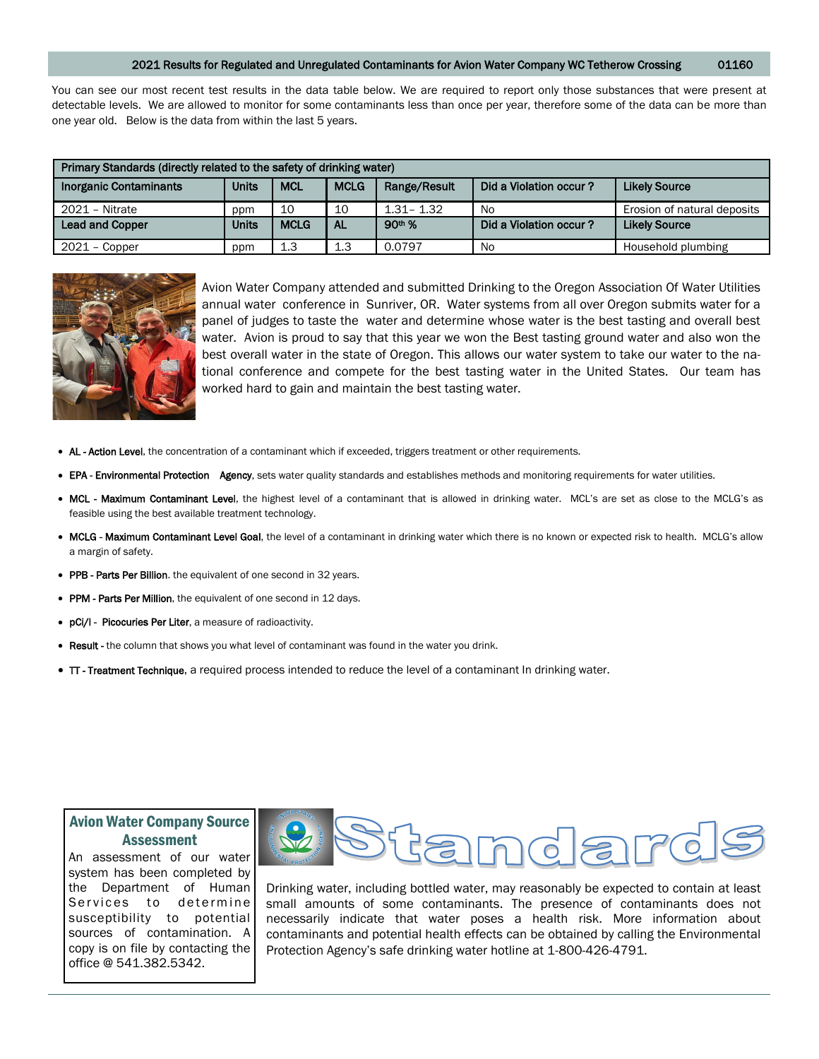## 2021 Results for Regulated and Unregulated Contaminants for Avion Water Company WC Tetherow Crossing 01160

You can see our most recent test results in the data table below. We are required to report only those substances that were present at detectable levels. We are allowed to monitor for some contaminants less than once per year, therefore some of the data can be more than one year old. Below is the data from within the last 5 years.

| Primary Standards (directly related to the safety of drinking water) | | | | | | |
|---|---|---|---|---|---|---|
| **Inorganic Contaminants** | **Units** | **MCL** | **MCLG** | **Range/Result** | **Did a Violation occur ?** | **Likely Source** |
| 2021 – Nitrate | ppm | 10 | 10 | 1.31– 1.32 | No | Erosion of natural deposits |
| **Lead and Copper** | **Units** | **MCLG** | **AL** | **90th %** | **Did a Violation occur ?** | **Likely Source** |
| 2021 – Copper | ppm | 1.3 | 1.3 | 0.0797 | No | Household plumbing |

Avion Water Company attended and submitted Drinking to the Oregon Association Of Water Utilities annual water conference in Sunriver, OR. Water systems from all over Oregon submits water for a panel of judges to taste the water and determine whose water is the best tasting and overall best water. Avion is proud to say that this year we won the Best tasting ground water and also won the best overall water in the state of Oregon. This allows our water system to take our water to the national conference and compete for the best tasting water in the United States. Our team has worked hard to gain and maintain the best tasting water.

- **AL - Action Level**, the concentration of a contaminant which if exceeded, triggers treatment or other requirements.
- **EPA - Environmental Protection Agency**, sets water quality standards and establishes methods and monitoring requirements for water utilities.
- **MCL - Maximum Contaminant Level**, the highest level of a contaminant that is allowed in drinking water. MCL's are set as close to the MCLG's as feasible using the best available treatment technology.
- **MCLG - Maximum Contaminant Level Goal**, the level of a contaminant in drinking water which there is no known or expected risk to health. MCLG's allow a margin of safety.
- **PPB - Parts Per Billion**. the equivalent of one second in 32 years.
- **PPM - Parts Per Million**, the equivalent of one second in 12 days.
- **pCi/l - Picocuries Per Liter**, a measure of radioactivity.
- **Result -** the column that shows you what level of contaminant was found in the water you drink.
- **TT - Treatment Technique**, a required process intended to reduce the level of a contaminant In drinking water.

### Avion Water Company Source Assessment

An assessment of our water system has been completed by the Department of Human Services to determine susceptibility to potential sources of contamination. A copy is on file by contacting the office @ 541.382.5342.

## Standards

Drinking water, including bottled water, may reasonably be expected to contain at least small amounts of some contaminants. The presence of contaminants does not necessarily indicate that water poses a health risk. More information about contaminants and potential health effects can be obtained by calling the Environmental Protection Agency's safe drinking water hotline at 1-800-426-4791.